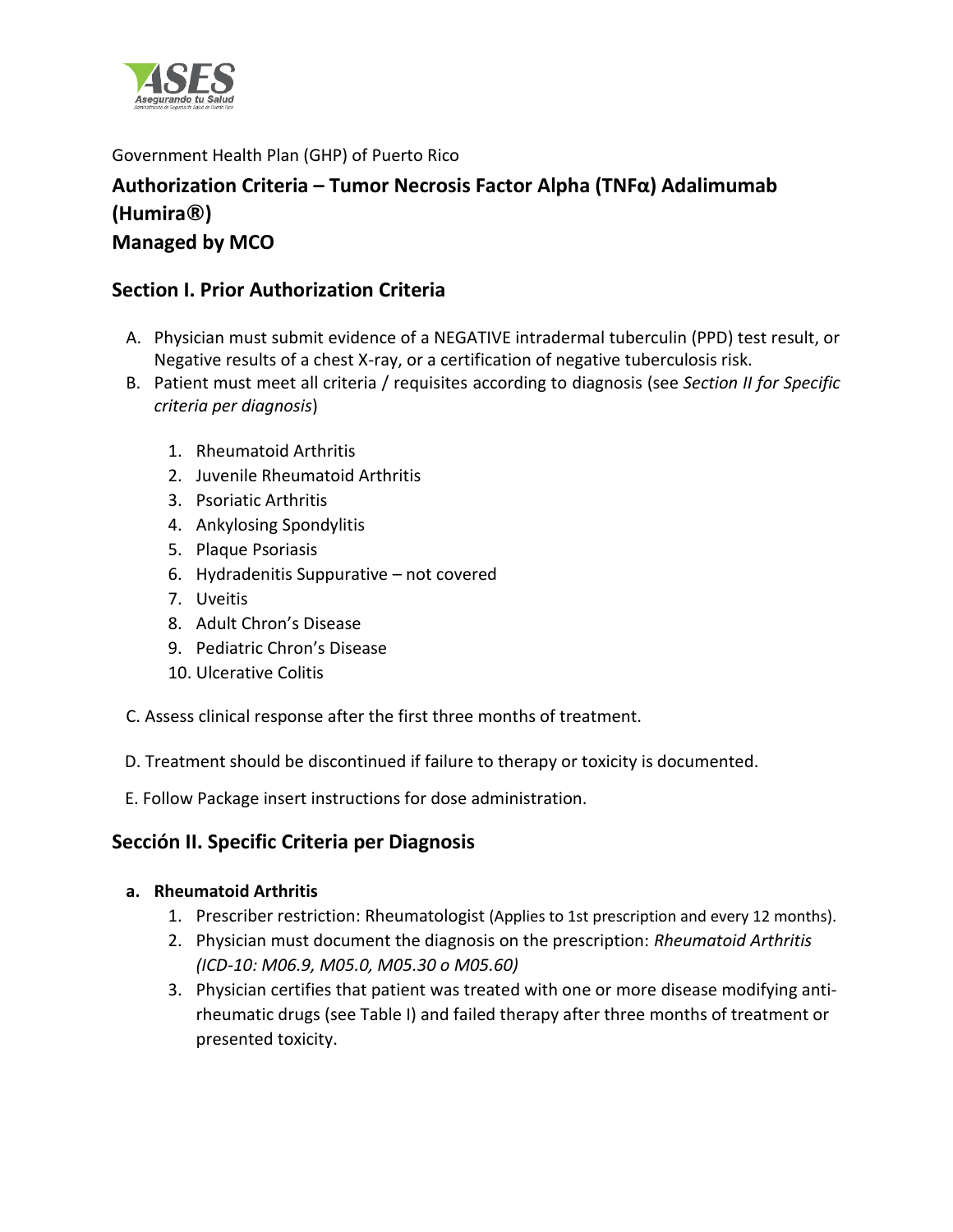Government Health Plan (GHP) of Puerto Rico

# Authorization Criteria – Tumor Necrosis Factor Alpha (TNFα) Adalimumab (Humira®)

# Managed by MCO

## Section I. Prior Authorization Criteria

A. Physician must submit evidence of a NEGATIVE intradermal tuberculin (PPD) test result, or Negative results of a chest X-ray, or a certification of negative tuberculosis risk.

B. Patient must meet all criteria / requisites according to diagnosis (see *Section II for Specific criteria per diagnosis*)

1. Rheumatoid Arthritis
2. Juvenile Rheumatoid Arthritis
3. Psoriatic Arthritis
4. Ankylosing Spondylitis
5. Plaque Psoriasis
6. Hydradenitis Suppurative – not covered
7. Uveitis
8. Adult Chron's Disease
9. Pediatric Chron's Disease
10. Ulcerative Colitis

C. Assess clinical response after the first three months of treatment.

D. Treatment should be discontinued if failure to therapy or toxicity is documented.

E. Follow Package insert instructions for dose administration.

## Sección II. Specific Criteria per Diagnosis

### a. Rheumatoid Arthritis

1. Prescriber restriction: Rheumatologist (Applies to 1st prescription and every 12 months).
2. Physician must document the diagnosis on the prescription: *Rheumatoid Arthritis (ICD-10: M06.9, M05.0, M05.30 o M05.60)*
3. Physician certifies that patient was treated with one or more disease modifying anti-rheumatic drugs (see Table I) and failed therapy after three months of treatment or presented toxicity.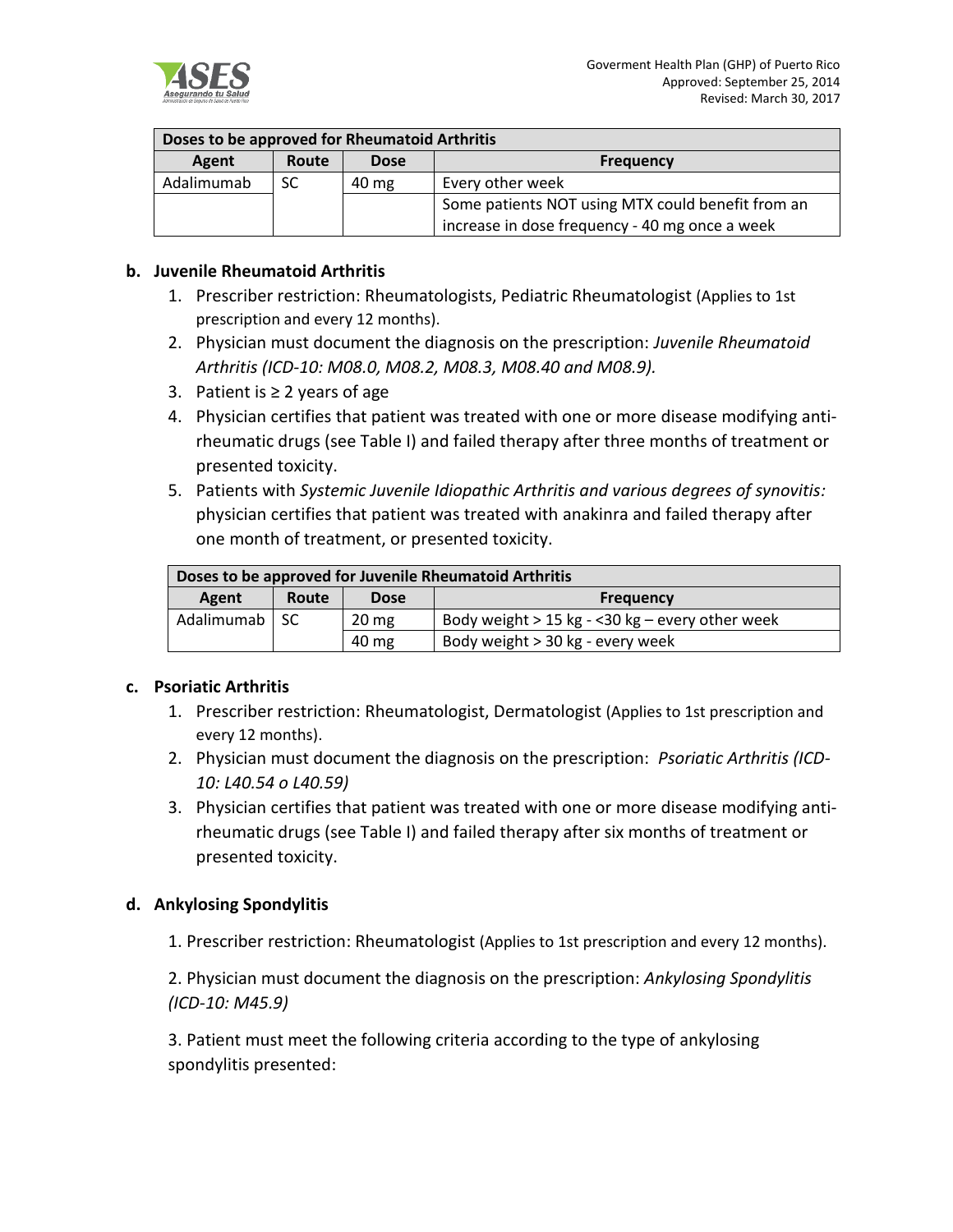| Doses to be approved for Rheumatoid Arthritis | | | |
|---|---|---|---|
| **Agent** | **Route** | **Dose** | **Frequency** |
| Adalimumab | SC | 40 mg | Every other week |
| | | | Some patients NOT using MTX could benefit from an increase in dose frequency - 40 mg once a week |

**b. Juvenile Rheumatoid Arthritis**

1. Prescriber restriction: Rheumatologists, Pediatric Rheumatologist (Applies to 1st prescription and every 12 months).
2. Physician must document the diagnosis on the prescription: *Juvenile Rheumatoid Arthritis (ICD-10: M08.0, M08.2, M08.3, M08.40 and M08.9).*
3. Patient is ≥ 2 years of age
4. Physician certifies that patient was treated with one or more disease modifying anti-rheumatic drugs (see Table I) and failed therapy after three months of treatment or presented toxicity.
5. Patients with *Systemic Juvenile Idiopathic Arthritis and various degrees of synovitis:* physician certifies that patient was treated with anakinra and failed therapy after one month of treatment, or presented toxicity.

| Doses to be approved for Juvenile Rheumatoid Arthritis | | | |
|---|---|---|---|
| **Agent** | **Route** | **Dose** | **Frequency** |
| Adalimumab | SC | 20 mg | Body weight > 15 kg - <30 kg – every other week |
| | | 40 mg | Body weight > 30 kg - every week |

**c. Psoriatic Arthritis**

1. Prescriber restriction: Rheumatologist, Dermatologist (Applies to 1st prescription and every 12 months).
2. Physician must document the diagnosis on the prescription: *Psoriatic Arthritis (ICD-10: L40.54 o L40.59)*
3. Physician certifies that patient was treated with one or more disease modifying anti-rheumatic drugs (see Table I) and failed therapy after six months of treatment or presented toxicity.

**d. Ankylosing Spondylitis**

1. Prescriber restriction: Rheumatologist (Applies to 1st prescription and every 12 months).

2. Physician must document the diagnosis on the prescription: *Ankylosing Spondylitis (ICD-10: M45.9)*

3. Patient must meet the following criteria according to the type of ankylosing spondylitis presented: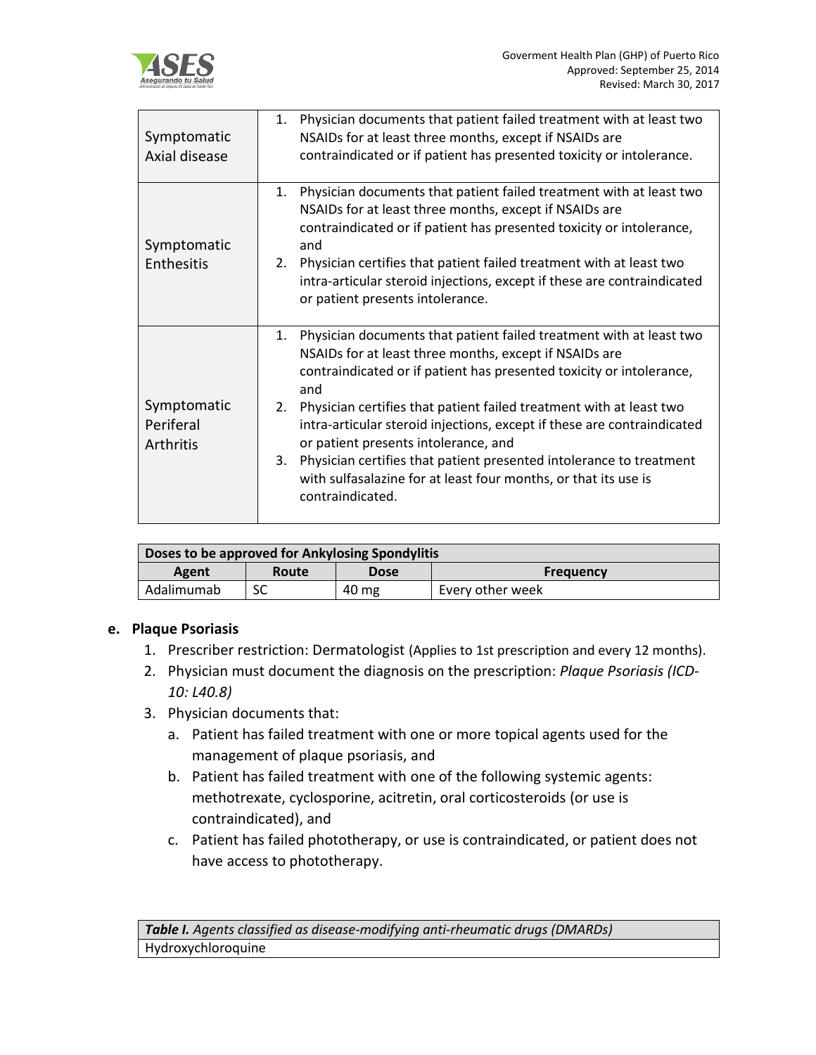| | |
|---|---|
| Symptomatic Axial disease | 1. Physician documents that patient failed treatment with at least two NSAIDs for at least three months, except if NSAIDs are contraindicated or if patient has presented toxicity or intolerance. |
| Symptomatic Enthesitis | 1. Physician documents that patient failed treatment with at least two NSAIDs for at least three months, except if NSAIDs are contraindicated or if patient has presented toxicity or intolerance, and<br>2. Physician certifies that patient failed treatment with at least two intra-articular steroid injections, except if these are contraindicated or patient presents intolerance. |
| Symptomatic Periferal Arthritis | 1. Physician documents that patient failed treatment with at least two NSAIDs for at least three months, except if NSAIDs are contraindicated or if patient has presented toxicity or intolerance, and<br>2. Physician certifies that patient failed treatment with at least two intra-articular steroid injections, except if these are contraindicated or patient presents intolerance, and<br>3. Physician certifies that patient presented intolerance to treatment with sulfasalazine for at least four months, or that its use is contraindicated. |

| **Doses to be approved for Ankylosing Spondylitis** | | | |
|---|---|---|---|
| **Agent** | **Route** | **Dose** | **Frequency** |
| Adalimumab | SC | 40 mg | Every other week |

**e. Plaque Psoriasis**

1. Prescriber restriction: Dermatologist (Applies to 1st prescription and every 12 months).
2. Physician must document the diagnosis on the prescription: *Plaque Psoriasis (ICD-10: L40.8)*
3. Physician documents that:
   a. Patient has failed treatment with one or more topical agents used for the management of plaque psoriasis, and
   b. Patient has failed treatment with one of the following systemic agents: methotrexate, cyclosporine, acitretin, oral corticosteroids (or use is contraindicated), and
   c. Patient has failed phototherapy, or use is contraindicated, or patient does not have access to phototherapy.

| ***Table I.*** *Agents classified as disease-modifying anti-rheumatic drugs (DMARDs)* |
|---|
| Hydroxychloroquine |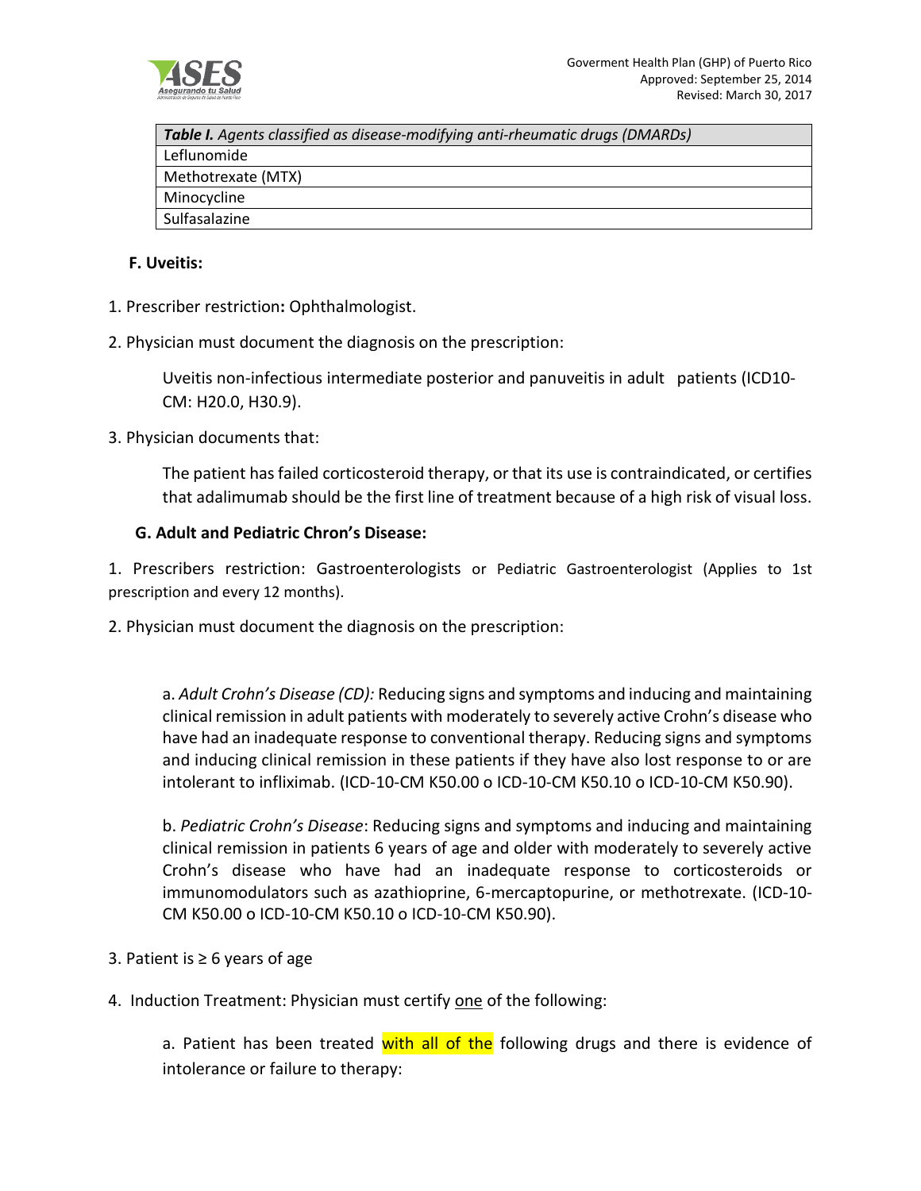| *Table I. Agents classified as disease-modifying anti-rheumatic drugs (DMARDs)* |
| --- |
| Leflunomide |
| Methotrexate (MTX) |
| Minocycline |
| Sulfasalazine |

### F. Uveitis:

1. Prescriber restriction**:** Ophthalmologist.

2. Physician must document the diagnosis on the prescription:

   Uveitis non-infectious intermediate posterior and panuveitis in adult patients (ICD10-CM: H20.0, H30.9).

3. Physician documents that:

   The patient has failed corticosteroid therapy, or that its use is contraindicated, or certifies that adalimumab should be the first line of treatment because of a high risk of visual loss.

### G. Adult and Pediatric Chron's Disease:

1. Prescribers restriction: Gastroenterologists or Pediatric Gastroenterologist (Applies to 1st prescription and every 12 months).

2. Physician must document the diagnosis on the prescription:

   a. *Adult Crohn's Disease (CD):* Reducing signs and symptoms and inducing and maintaining clinical remission in adult patients with moderately to severely active Crohn's disease who have had an inadequate response to conventional therapy. Reducing signs and symptoms and inducing clinical remission in these patients if they have also lost response to or are intolerant to infliximab. (ICD-10-CM K50.00 o ICD-10-CM K50.10 o ICD-10-CM K50.90).

   b. *Pediatric Crohn's Disease*: Reducing signs and symptoms and inducing and maintaining clinical remission in patients 6 years of age and older with moderately to severely active Crohn's disease who have had an inadequate response to corticosteroids or immunomodulators such as azathioprine, 6-mercaptopurine, or methotrexate. (ICD-10-CM K50.00 o ICD-10-CM K50.10 o ICD-10-CM K50.90).

3. Patient is ≥ 6 years of age

4. Induction Treatment: Physician must certify one of the following:

   a. Patient has been treated with all of the following drugs and there is evidence of intolerance or failure to therapy: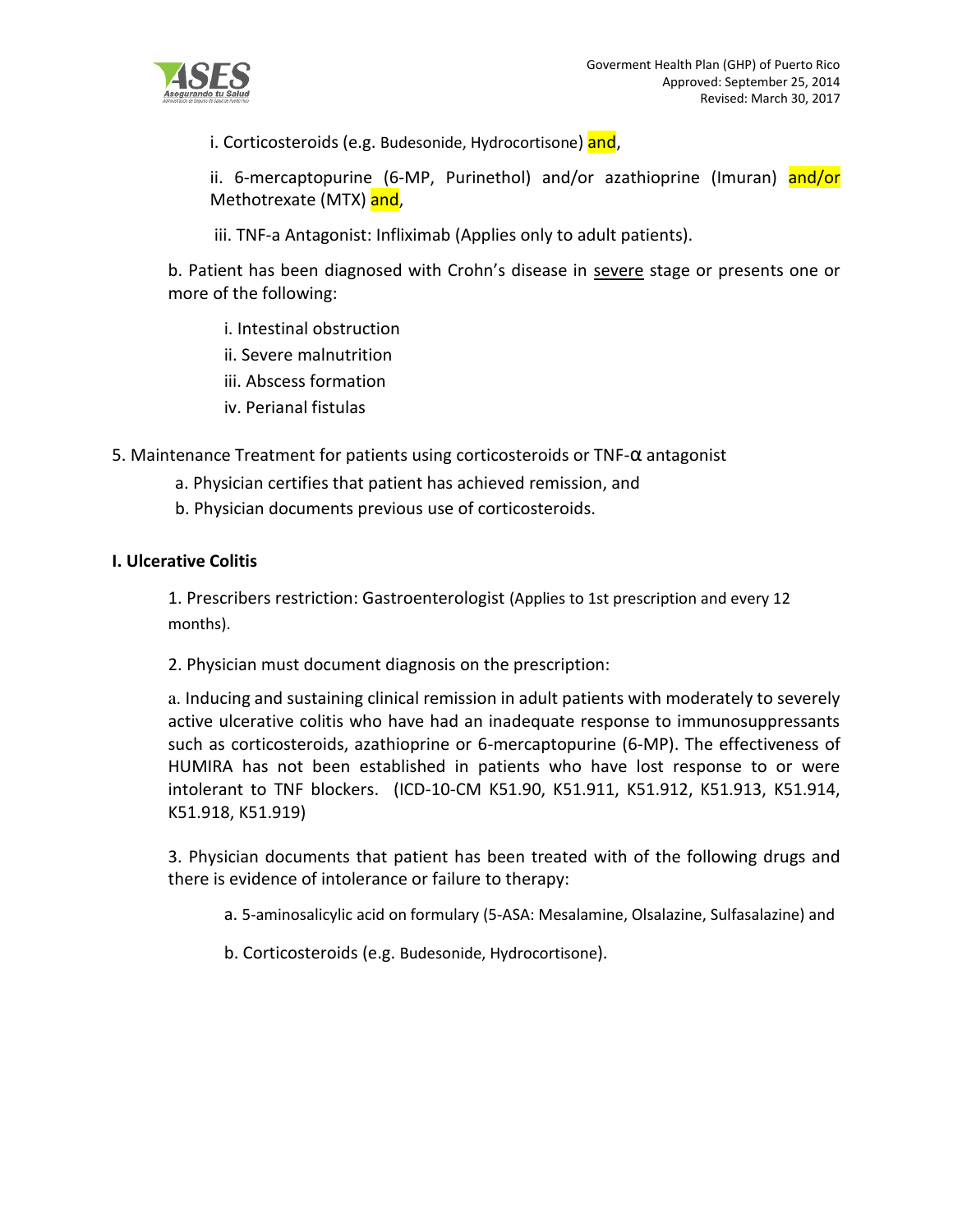i. Corticosteroids (e.g. Budesonide, Hydrocortisone) and,

ii. 6-mercaptopurine (6-MP, Purinethol) and/or azathioprine (Imuran) and/or Methotrexate (MTX) and,

iii. TNF-a Antagonist: Infliximab (Applies only to adult patients).

b. Patient has been diagnosed with Crohn's disease in severe stage or presents one or more of the following:

i. Intestinal obstruction

ii. Severe malnutrition

iii. Abscess formation

iv. Perianal fistulas

5. Maintenance Treatment for patients using corticosteroids or TNF-α antagonist

a. Physician certifies that patient has achieved remission, and

b. Physician documents previous use of corticosteroids.

**I. Ulcerative Colitis**

1. Prescribers restriction: Gastroenterologist (Applies to 1st prescription and every 12 months).

2. Physician must document diagnosis on the prescription:

a. Inducing and sustaining clinical remission in adult patients with moderately to severely active ulcerative colitis who have had an inadequate response to immunosuppressants such as corticosteroids, azathioprine or 6-mercaptopurine (6-MP). The effectiveness of HUMIRA has not been established in patients who have lost response to or were intolerant to TNF blockers. (ICD-10-CM K51.90, K51.911, K51.912, K51.913, K51.914, K51.918, K51.919)

3. Physician documents that patient has been treated with of the following drugs and there is evidence of intolerance or failure to therapy:

a. 5-aminosalicylic acid on formulary (5-ASA: Mesalamine, Olsalazine, Sulfasalazine) and

b. Corticosteroids (e.g. Budesonide, Hydrocortisone).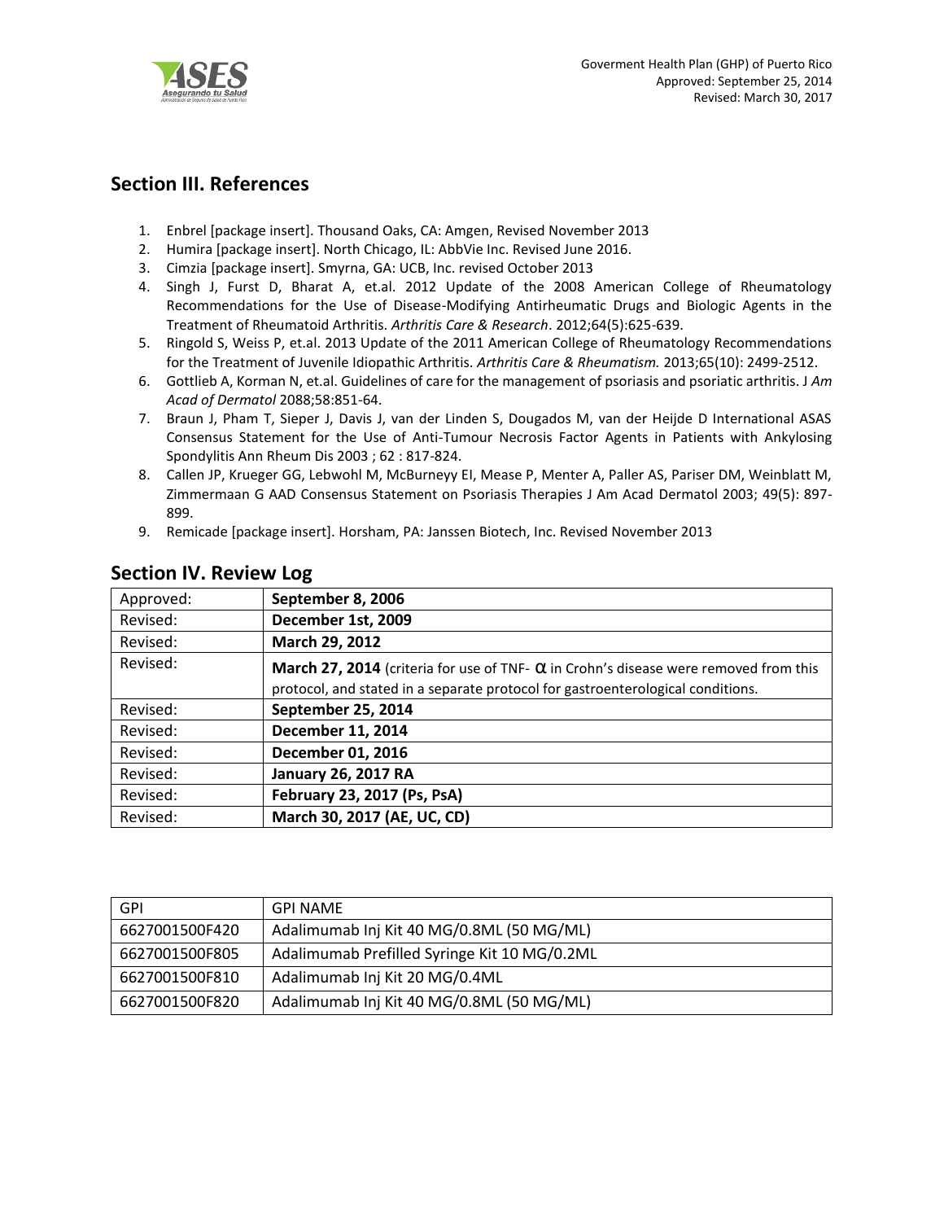## Section III. References

1. Enbrel [package insert]. Thousand Oaks, CA: Amgen, Revised November 2013
2. Humira [package insert]. North Chicago, IL: AbbVie Inc. Revised June 2016.
3. Cimzia [package insert]. Smyrna, GA: UCB, Inc. revised October 2013
4. Singh J, Furst D, Bharat A, et.al. 2012 Update of the 2008 American College of Rheumatology Recommendations for the Use of Disease-Modifying Antirheumatic Drugs and Biologic Agents in the Treatment of Rheumatoid Arthritis. *Arthritis Care & Research*. 2012;64(5):625-639.
5. Ringold S, Weiss P, et.al. 2013 Update of the 2011 American College of Rheumatology Recommendations for the Treatment of Juvenile Idiopathic Arthritis. *Arthritis Care & Rheumatism.* 2013;65(10): 2499-2512.
6. Gottlieb A, Korman N, et.al. Guidelines of care for the management of psoriasis and psoriatic arthritis. J *Am Acad of Dermatol* 2088;58:851-64.
7. Braun J, Pham T, Sieper J, Davis J, van der Linden S, Dougados M, van der Heijde D International ASAS Consensus Statement for the Use of Anti-Tumour Necrosis Factor Agents in Patients with Ankylosing Spondylitis Ann Rheum Dis 2003 ; 62 : 817-824.
8. Callen JP, Krueger GG, Lebwohl M, McBurneyy EI, Mease P, Menter A, Paller AS, Pariser DM, Weinblatt M, Zimmermaan G AAD Consensus Statement on Psoriasis Therapies J Am Acad Dermatol 2003; 49(5): 897-899.
9. Remicade [package insert]. Horsham, PA: Janssen Biotech, Inc. Revised November 2013

## Section IV. Review Log

| | |
|---|---|
| Approved: | **September 8, 2006** |
| Revised: | **December 1st, 2009** |
| Revised: | **March 29, 2012** |
| Revised: | **March 27, 2014** (criteria for use of TNF- α in Crohn's disease were removed from this protocol, and stated in a separate protocol for gastroenterological conditions. |
| Revised: | **September 25, 2014** |
| Revised: | **December 11, 2014** |
| Revised: | **December 01, 2016** |
| Revised: | **January 26, 2017 RA** |
| Revised: | **February 23, 2017 (Ps, PsA)** |
| Revised: | **March 30, 2017 (AE, UC, CD)** |

| GPI | GPI NAME |
|---|---|
| 6627001500F420 | Adalimumab Inj Kit 40 MG/0.8ML (50 MG/ML) |
| 6627001500F805 | Adalimumab Prefilled Syringe Kit 10 MG/0.2ML |
| 6627001500F810 | Adalimumab Inj Kit 20 MG/0.4ML |
| 6627001500F820 | Adalimumab Inj Kit 40 MG/0.8ML (50 MG/ML) |